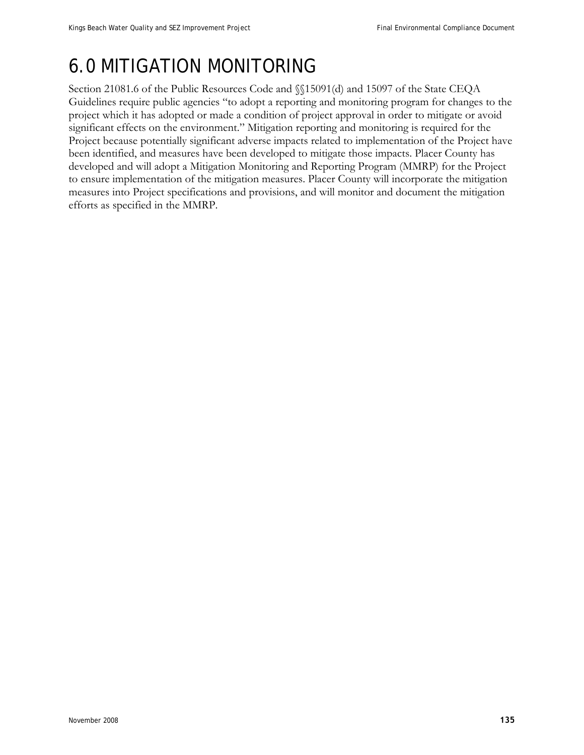# 6.0 MITIGATION MONITORING

Section 21081.6 of the Public Resources Code and §§15091(d) and 15097 of the State CEQA Guidelines require public agencies "to adopt a reporting and monitoring program for changes to the project which it has adopted or made a condition of project approval in order to mitigate or avoid significant effects on the environment." Mitigation reporting and monitoring is required for the Project because potentially significant adverse impacts related to implementation of the Project have been identified, and measures have been developed to mitigate those impacts. Placer County has developed and will adopt a Mitigation Monitoring and Reporting Program (MMRP) for the Project to ensure implementation of the mitigation measures. Placer County will incorporate the mitigation measures into Project specifications and provisions, and will monitor and document the mitigation efforts as specified in the MMRP.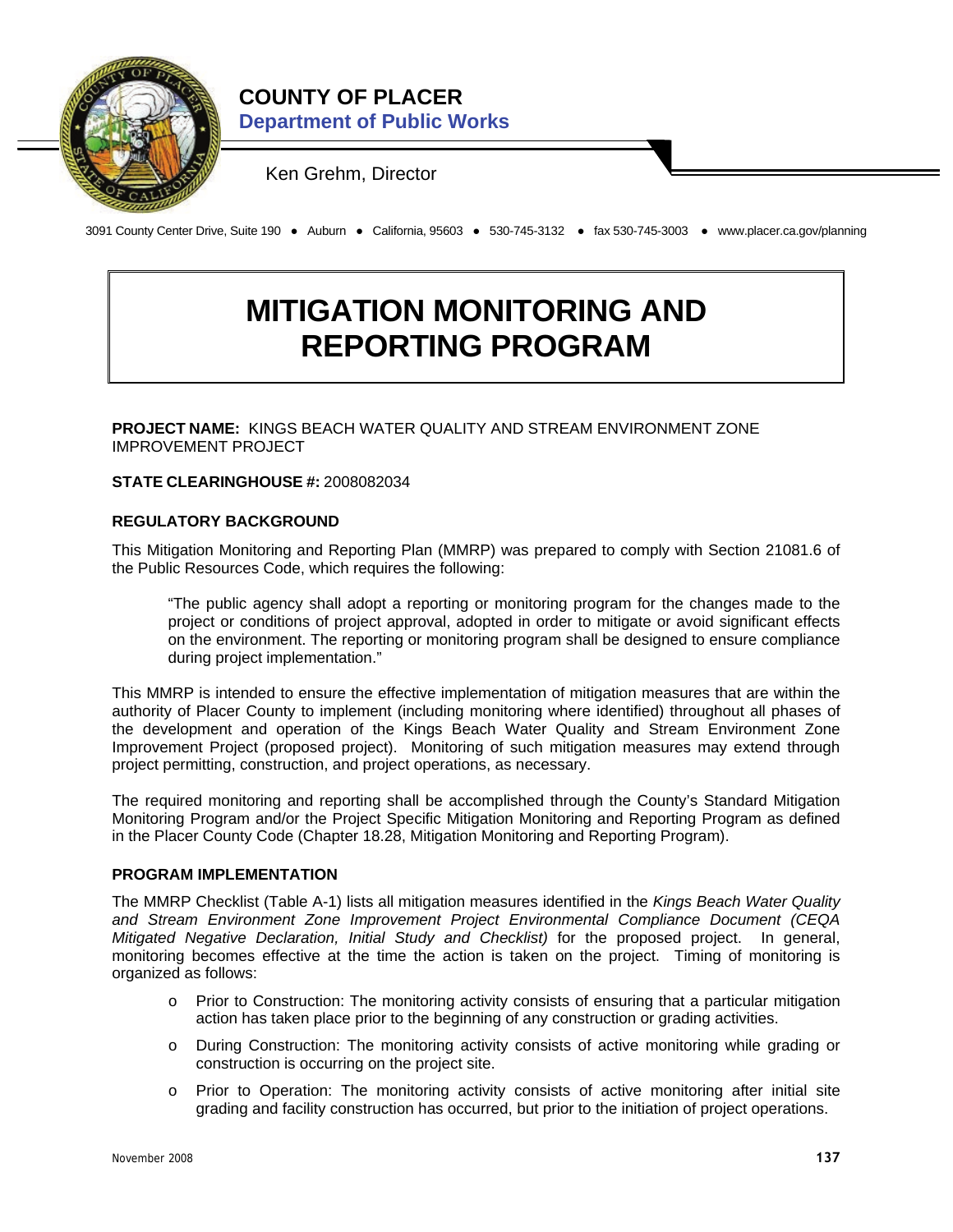**COUNTY OF PLACER**
**Department of Public Works**

Ken Grehm, Director

3091 County Center Drive, Suite 190 ● Auburn ● California, 95603 ● 530-745-3132 ● fax 530-745-3003 ● www.placer.ca.gov/planning

# MITIGATION MONITORING AND REPORTING PROGRAM

**PROJECT NAME:** KINGS BEACH WATER QUALITY AND STREAM ENVIRONMENT ZONE IMPROVEMENT PROJECT

**STATE CLEARINGHOUSE #:** 2008082034

### REGULATORY BACKGROUND

This Mitigation Monitoring and Reporting Plan (MMRP) was prepared to comply with Section 21081.6 of the Public Resources Code, which requires the following:

> "The public agency shall adopt a reporting or monitoring program for the changes made to the project or conditions of project approval, adopted in order to mitigate or avoid significant effects on the environment. The reporting or monitoring program shall be designed to ensure compliance during project implementation."

This MMRP is intended to ensure the effective implementation of mitigation measures that are within the authority of Placer County to implement (including monitoring where identified) throughout all phases of the development and operation of the Kings Beach Water Quality and Stream Environment Zone Improvement Project (proposed project). Monitoring of such mitigation measures may extend through project permitting, construction, and project operations, as necessary.

The required monitoring and reporting shall be accomplished through the County's Standard Mitigation Monitoring Program and/or the Project Specific Mitigation Monitoring and Reporting Program as defined in the Placer County Code (Chapter 18.28, Mitigation Monitoring and Reporting Program).

### PROGRAM IMPLEMENTATION

The MMRP Checklist (Table A-1) lists all mitigation measures identified in the *Kings Beach Water Quality and Stream Environment Zone Improvement Project Environmental Compliance Document (CEQA Mitigated Negative Declaration, Initial Study and Checklist)* for the proposed project. In general, monitoring becomes effective at the time the action is taken on the project. Timing of monitoring is organized as follows:

- Prior to Construction: The monitoring activity consists of ensuring that a particular mitigation action has taken place prior to the beginning of any construction or grading activities.
- During Construction: The monitoring activity consists of active monitoring while grading or construction is occurring on the project site.
- Prior to Operation: The monitoring activity consists of active monitoring after initial site grading and facility construction has occurred, but prior to the initiation of project operations.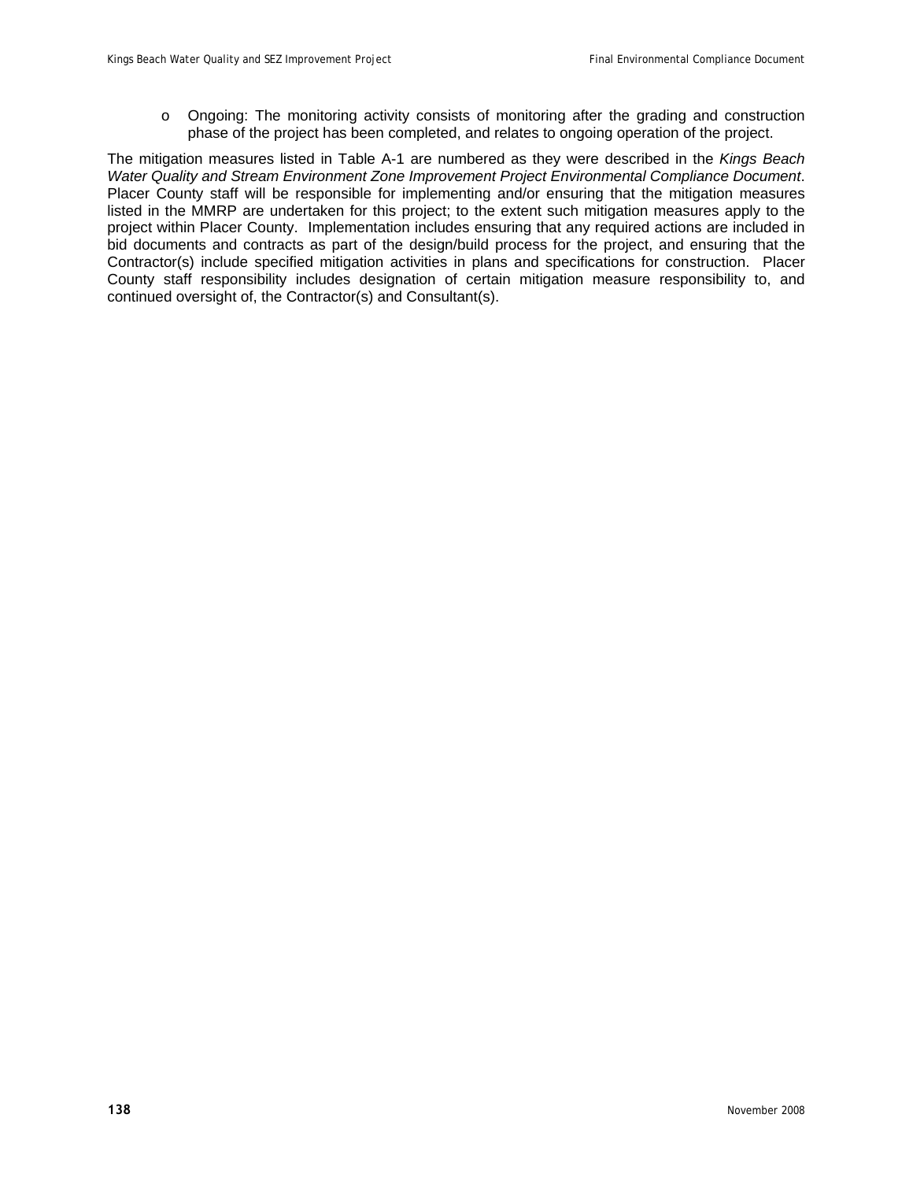- Ongoing: The monitoring activity consists of monitoring after the grading and construction phase of the project has been completed, and relates to ongoing operation of the project.

The mitigation measures listed in Table A-1 are numbered as they were described in the *Kings Beach Water Quality and Stream Environment Zone Improvement Project Environmental Compliance Document*. Placer County staff will be responsible for implementing and/or ensuring that the mitigation measures listed in the MMRP are undertaken for this project; to the extent such mitigation measures apply to the project within Placer County. Implementation includes ensuring that any required actions are included in bid documents and contracts as part of the design/build process for the project, and ensuring that the Contractor(s) include specified mitigation activities in plans and specifications for construction. Placer County staff responsibility includes designation of certain mitigation measure responsibility to, and continued oversight of, the Contractor(s) and Consultant(s).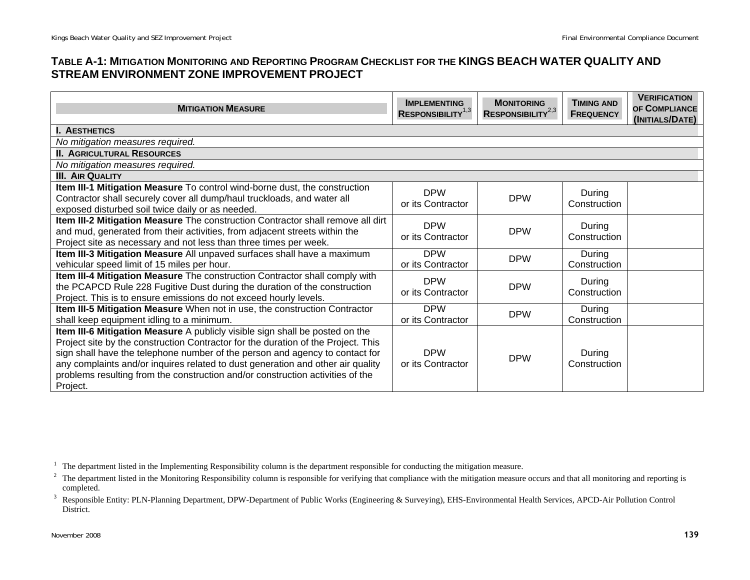## TABLE A-1: MITIGATION MONITORING AND REPORTING PROGRAM CHECKLIST FOR THE KINGS BEACH WATER QUALITY AND STREAM ENVIRONMENT ZONE IMPROVEMENT PROJECT

| MITIGATION MEASURE | IMPLEMENTING RESPONSIBILITY[1,3] | MONITORING RESPONSIBILITY[2,3] | TIMING AND FREQUENCY | VERIFICATION OF COMPLIANCE (INITIALS/DATE) |
|---|---|---|---|---|
| **I. AESTHETICS** | | | | |
| *No mitigation measures required.* | | | | |
| **II. AGRICULTURAL RESOURCES** | | | | |
| *No mitigation measures required.* | | | | |
| **III. AIR QUALITY** | | | | |
| **Item III-1 Mitigation Measure** To control wind-borne dust, the construction Contractor shall securely cover all dump/haul truckloads, and water all exposed disturbed soil twice daily or as needed. | DPW or its Contractor | DPW | During Construction | |
| **Item III-2 Mitigation Measure** The construction Contractor shall remove all dirt and mud, generated from their activities, from adjacent streets within the Project site as necessary and not less than three times per week. | DPW or its Contractor | DPW | During Construction | |
| **Item III-3 Mitigation Measure** All unpaved surfaces shall have a maximum vehicular speed limit of 15 miles per hour. | DPW or its Contractor | DPW | During Construction | |
| **Item III-4 Mitigation Measure** The construction Contractor shall comply with the PCAPCD Rule 228 Fugitive Dust during the duration of the construction Project. This is to ensure emissions do not exceed hourly levels. | DPW or its Contractor | DPW | During Construction | |
| **Item III-5 Mitigation Measure** When not in use, the construction Contractor shall keep equipment idling to a minimum. | DPW or its Contractor | DPW | During Construction | |
| **Item III-6 Mitigation Measure** A publicly visible sign shall be posted on the Project site by the construction Contractor for the duration of the Project. This sign shall have the telephone number of the person and agency to contact for any complaints and/or inquires related to dust generation and other air quality problems resulting from the construction and/or construction activities of the Project. | DPW or its Contractor | DPW | During Construction | |

[1] The department listed in the Implementing Responsibility column is the department responsible for conducting the mitigation measure.

[2] The department listed in the Monitoring Responsibility column is responsible for verifying that compliance with the mitigation measure occurs and that all monitoring and reporting is completed.

[3] Responsible Entity: PLN-Planning Department, DPW-Department of Public Works (Engineering & Surveying), EHS-Environmental Health Services, APCD-Air Pollution Control District.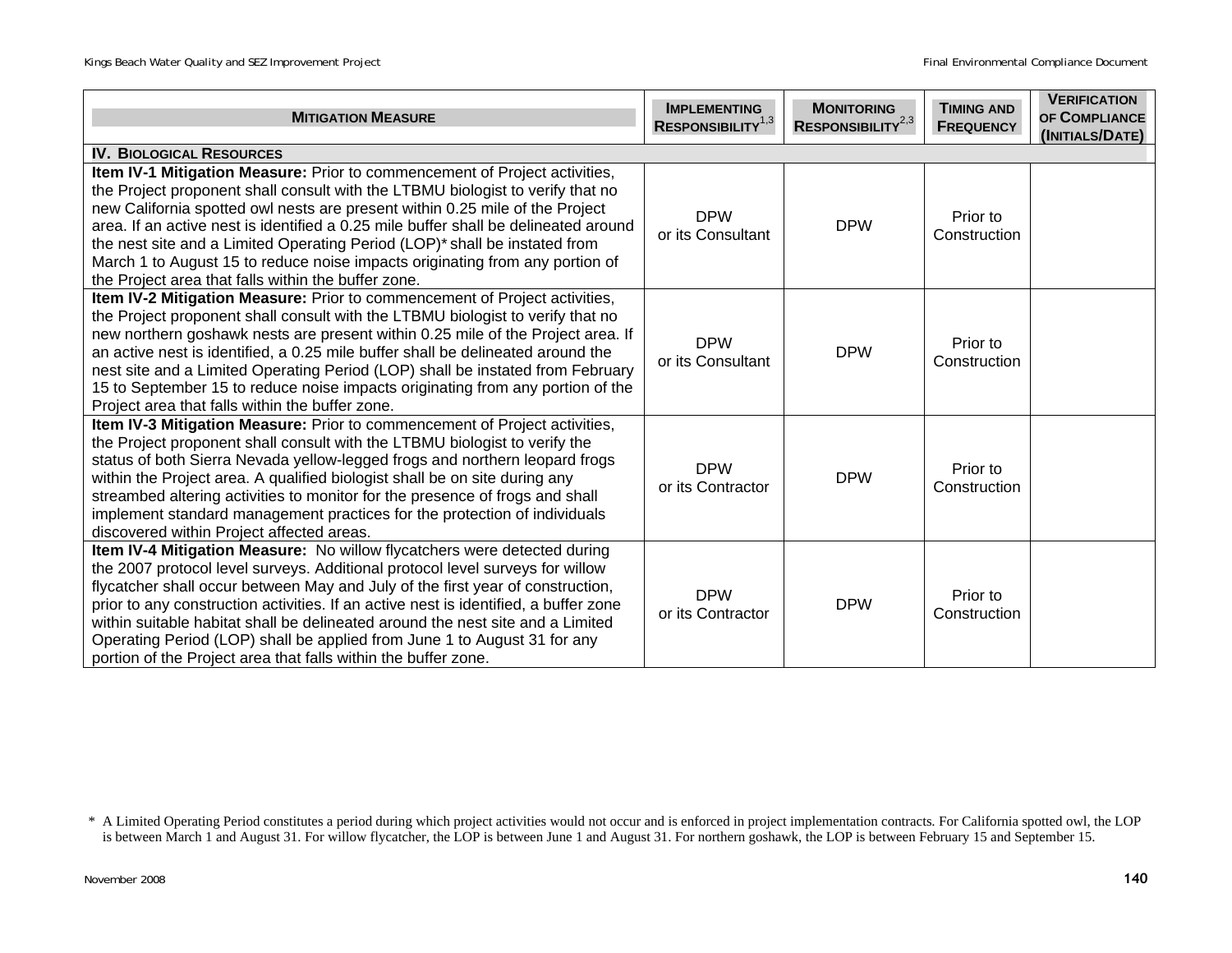| **Mitigation Measure** | **Implementing Responsibility**[1,3] | **Monitoring Responsibility**[2,3] | **Timing and Frequency** | **Verification of Compliance (Initials/Date)** |
|---|---|---|---|---|
| **IV. Biological Resources** | | | | |
| **Item IV-1 Mitigation Measure:** Prior to commencement of Project activities, the Project proponent shall consult with the LTBMU biologist to verify that no new California spotted owl nests are present within 0.25 mile of the Project area. If an active nest is identified a 0.25 mile buffer shall be delineated around the nest site and a Limited Operating Period (LOP)* shall be instated from March 1 to August 15 to reduce noise impacts originating from any portion of the Project area that falls within the buffer zone. | DPW or its Consultant | DPW | Prior to Construction | |
| **Item IV-2 Mitigation Measure:** Prior to commencement of Project activities, the Project proponent shall consult with the LTBMU biologist to verify that no new northern goshawk nests are present within 0.25 mile of the Project area. If an active nest is identified, a 0.25 mile buffer shall be delineated around the nest site and a Limited Operating Period (LOP) shall be instated from February 15 to September 15 to reduce noise impacts originating from any portion of the Project area that falls within the buffer zone. | DPW or its Consultant | DPW | Prior to Construction | |
| **Item IV-3 Mitigation Measure:** Prior to commencement of Project activities, the Project proponent shall consult with the LTBMU biologist to verify the status of both Sierra Nevada yellow-legged frogs and northern leopard frogs within the Project area. A qualified biologist shall be on site during any streambed altering activities to monitor for the presence of frogs and shall implement standard management practices for the protection of individuals discovered within Project affected areas. | DPW or its Contractor | DPW | Prior to Construction | |
| **Item IV-4 Mitigation Measure:** No willow flycatchers were detected during the 2007 protocol level surveys. Additional protocol level surveys for willow flycatcher shall occur between May and July of the first year of construction, prior to any construction activities. If an active nest is identified, a buffer zone within suitable habitat shall be delineated around the nest site and a Limited Operating Period (LOP) shall be applied from June 1 to August 31 for any portion of the Project area that falls within the buffer zone. | DPW or its Contractor | DPW | Prior to Construction | |

\* A Limited Operating Period constitutes a period during which project activities would not occur and is enforced in project implementation contracts. For California spotted owl, the LOP is between March 1 and August 31. For willow flycatcher, the LOP is between June 1 and August 31. For northern goshawk, the LOP is between February 15 and September 15.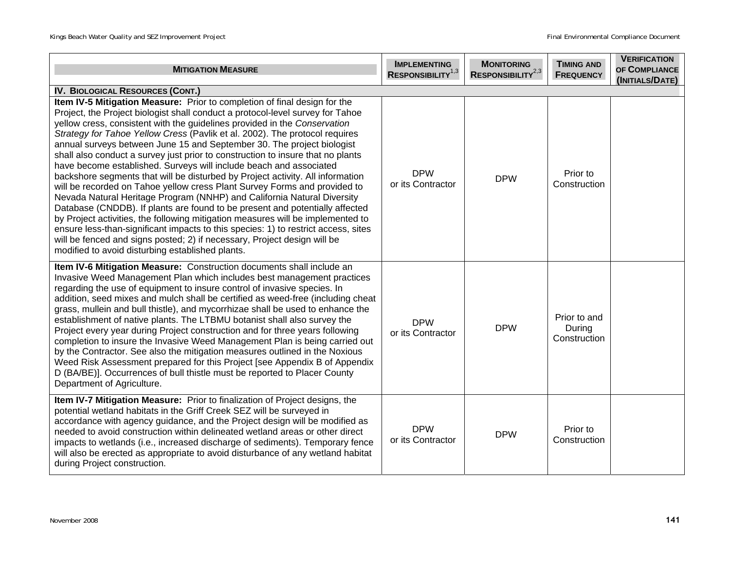| Mitigation Measure | Implementing Responsibility[1,3] | Monitoring Responsibility[2,3] | Timing and Frequency | Verification of Compliance (Initials/Date) |
|---|---|---|---|---|
| **IV. Biological Resources (Cont.)** | | | | |
| **Item IV-5 Mitigation Measure:** Prior to completion of final design for the Project, the Project biologist shall conduct a protocol-level survey for Tahoe yellow cress, consistent with the guidelines provided in the *Conservation Strategy for Tahoe Yellow Cress* (Pavlik et al. 2002). The protocol requires annual surveys between June 15 and September 30. The project biologist shall also conduct a survey just prior to construction to insure that no plants have become established. Surveys will include beach and associated backshore segments that will be disturbed by Project activity. All information will be recorded on Tahoe yellow cress Plant Survey Forms and provided to Nevada Natural Heritage Program (NNHP) and California Natural Diversity Database (CNDDB). If plants are found to be present and potentially affected by Project activities, the following mitigation measures will be implemented to ensure less-than-significant impacts to this species: 1) to restrict access, sites will be fenced and signs posted; 2) if necessary, Project design will be modified to avoid disturbing established plants. | DPW or its Contractor | DPW | Prior to Construction | |
| **Item IV-6 Mitigation Measure:** Construction documents shall include an Invasive Weed Management Plan which includes best management practices regarding the use of equipment to insure control of invasive species. In addition, seed mixes and mulch shall be certified as weed-free (including cheat grass, mullein and bull thistle), and mycorrhizae shall be used to enhance the establishment of native plants. The LTBMU botanist shall also survey the Project every year during Project construction and for three years following completion to insure the Invasive Weed Management Plan is being carried out by the Contractor. See also the mitigation measures outlined in the Noxious Weed Risk Assessment prepared for this Project [see Appendix B of Appendix D (BA/BE)]. Occurrences of bull thistle must be reported to Placer County Department of Agriculture. | DPW or its Contractor | DPW | Prior to and During Construction | |
| **Item IV-7 Mitigation Measure:** Prior to finalization of Project designs, the potential wetland habitats in the Griff Creek SEZ will be surveyed in accordance with agency guidance, and the Project design will be modified as needed to avoid construction within delineated wetland areas or other direct impacts to wetlands (i.e., increased discharge of sediments). Temporary fence will also be erected as appropriate to avoid disturbance of any wetland habitat during Project construction. | DPW or its Contractor | DPW | Prior to Construction | |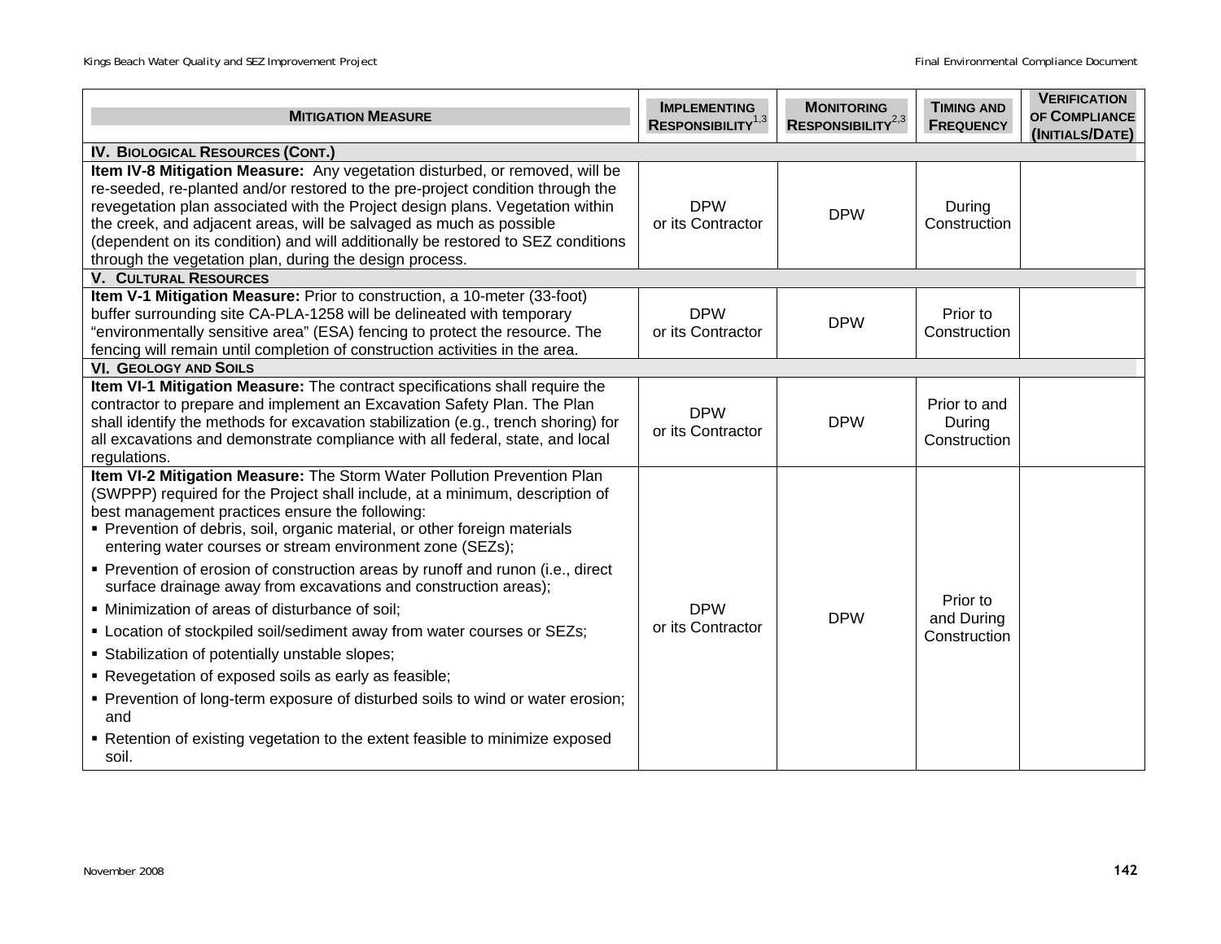| Mitigation Measure | Implementing Responsibility[1,3] | Monitoring Responsibility[2,3] | Timing and Frequency | Verification of Compliance (Initials/Date) |
|---|---|---|---|---|
| **IV. Biological Resources (Cont.)** | | | | |
| **Item IV-8 Mitigation Measure:** Any vegetation disturbed, or removed, will be re-seeded, re-planted and/or restored to the pre-project condition through the revegetation plan associated with the Project design plans. Vegetation within the creek, and adjacent areas, will be salvaged as much as possible (dependent on its condition) and will additionally be restored to SEZ conditions through the vegetation plan, during the design process. | DPW or its Contractor | DPW | During Construction | |
| **V. Cultural Resources** | | | | |
| **Item V-1 Mitigation Measure:** Prior to construction, a 10-meter (33-foot) buffer surrounding site CA-PLA-1258 will be delineated with temporary "environmentally sensitive area" (ESA) fencing to protect the resource. The fencing will remain until completion of construction activities in the area. | DPW or its Contractor | DPW | Prior to Construction | |
| **VI. Geology and Soils** | | | | |
| **Item VI-1 Mitigation Measure:** The contract specifications shall require the contractor to prepare and implement an Excavation Safety Plan. The Plan shall identify the methods for excavation stabilization (e.g., trench shoring) for all excavations and demonstrate compliance with all federal, state, and local regulations. | DPW or its Contractor | DPW | Prior to and During Construction | |
| **Item VI-2 Mitigation Measure:** The Storm Water Pollution Prevention Plan (SWPPP) required for the Project shall include, at a minimum, description of best management practices ensure the following:<br>▪ Prevention of debris, soil, organic material, or other foreign materials entering water courses or stream environment zone (SEZs);<br>▪ Prevention of erosion of construction areas by runoff and runon (i.e., direct surface drainage away from excavations and construction areas);<br>▪ Minimization of areas of disturbance of soil;<br>▪ Location of stockpiled soil/sediment away from water courses or SEZs;<br>▪ Stabilization of potentially unstable slopes;<br>▪ Revegetation of exposed soils as early as feasible;<br>▪ Prevention of long-term exposure of disturbed soils to wind or water erosion; and<br>▪ Retention of existing vegetation to the extent feasible to minimize exposed soil. | DPW or its Contractor | DPW | Prior to and During Construction | |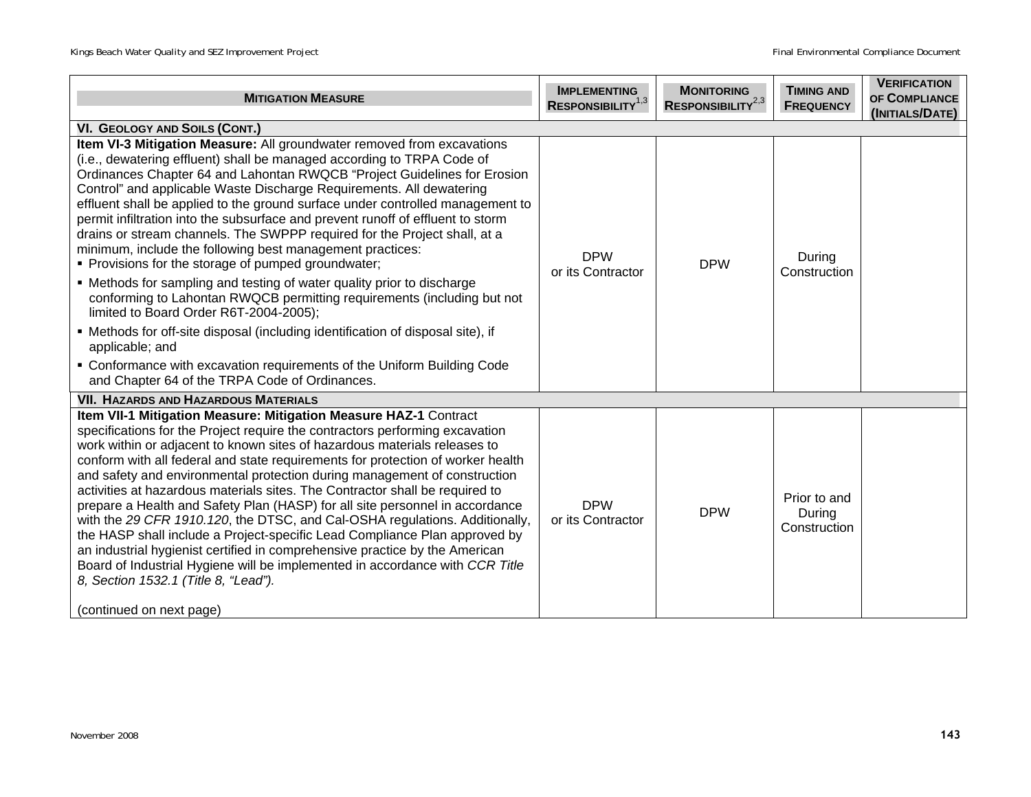| MITIGATION MEASURE | IMPLEMENTING RESPONSIBILITY[1,3] | MONITORING RESPONSIBILITY[2,3] | TIMING AND FREQUENCY | VERIFICATION OF COMPLIANCE (INITIALS/DATE) |
|---|---|---|---|---|
| **VI. GEOLOGY AND SOILS (CONT.)** | | | | |
| **Item VI-3 Mitigation Measure:** All groundwater removed from excavations (i.e., dewatering effluent) shall be managed according to TRPA Code of Ordinances Chapter 64 and Lahontan RWQCB "Project Guidelines for Erosion Control" and applicable Waste Discharge Requirements. All dewatering effluent shall be applied to the ground surface under controlled management to permit infiltration into the subsurface and prevent runoff of effluent to storm drains or stream channels. The SWPPP required for the Project shall, at a minimum, include the following best management practices:<br>▪ Provisions for the storage of pumped groundwater;<br>▪ Methods for sampling and testing of water quality prior to discharge conforming to Lahontan RWQCB permitting requirements (including but not limited to Board Order R6T-2004-2005);<br>▪ Methods for off-site disposal (including identification of disposal site), if applicable; and<br>▪ Conformance with excavation requirements of the Uniform Building Code and Chapter 64 of the TRPA Code of Ordinances. | DPW or its Contractor | DPW | During Construction | |
| **VII. HAZARDS AND HAZARDOUS MATERIALS** | | | | |
| **Item VII-1 Mitigation Measure: Mitigation Measure HAZ-1** Contract specifications for the Project require the contractors performing excavation work within or adjacent to known sites of hazardous materials releases to conform with all federal and state requirements for protection of worker health and safety and environmental protection during management of construction activities at hazardous materials sites. The Contractor shall be required to prepare a Health and Safety Plan (HASP) for all site personnel in accordance with the *29 CFR 1910.120*, the DTSC, and Cal-OSHA regulations. Additionally, the HASP shall include a Project-specific Lead Compliance Plan approved by an industrial hygienist certified in comprehensive practice by the American Board of Industrial Hygiene will be implemented in accordance with *CCR Title 8, Section 1532.1 (Title 8, "Lead").*<br><br>(continued on next page) | DPW or its Contractor | DPW | Prior to and During Construction | |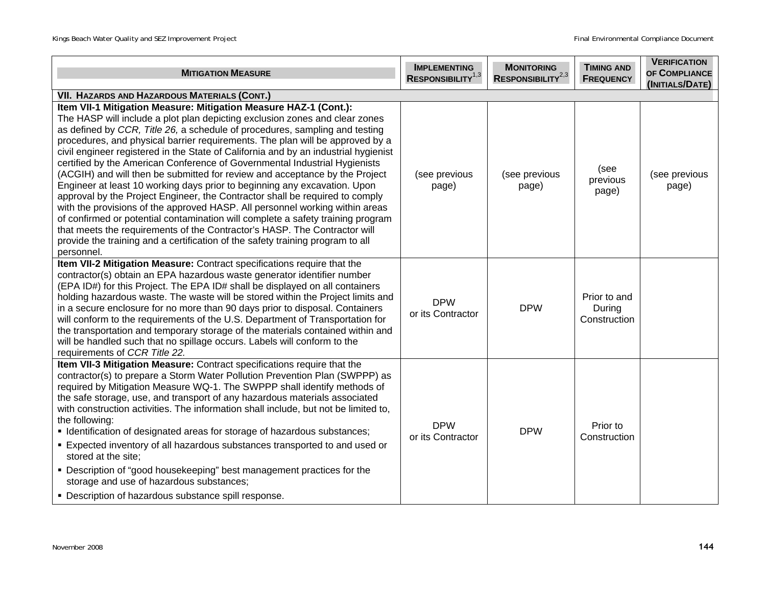| MITIGATION MEASURE | IMPLEMENTING RESPONSIBILITY[1,3] | MONITORING RESPONSIBILITY[2,3] | TIMING AND FREQUENCY | VERIFICATION OF COMPLIANCE (INITIALS/DATE) |
|---|---|---|---|---|
| **VII. HAZARDS AND HAZARDOUS MATERIALS (CONT.)** | | | | |
| **Item VII-1 Mitigation Measure: Mitigation Measure HAZ-1 (Cont.):** The HASP will include a plot plan depicting exclusion zones and clear zones as defined by *CCR, Title 26,* a schedule of procedures, sampling and testing procedures, and physical barrier requirements. The plan will be approved by a civil engineer registered in the State of California and by an industrial hygienist certified by the American Conference of Governmental Industrial Hygienists (ACGIH) and will then be submitted for review and acceptance by the Project Engineer at least 10 working days prior to beginning any excavation. Upon approval by the Project Engineer, the Contractor shall be required to comply with the provisions of the approved HASP. All personnel working within areas of confirmed or potential contamination will complete a safety training program that meets the requirements of the Contractor's HASP. The Contractor will provide the training and a certification of the safety training program to all personnel. | (see previous page) | (see previous page) | (see previous page) | (see previous page) |
| **Item VII-2 Mitigation Measure:** Contract specifications require that the contractor(s) obtain an EPA hazardous waste generator identifier number (EPA ID#) for this Project. The EPA ID# shall be displayed on all containers holding hazardous waste. The waste will be stored within the Project limits and in a secure enclosure for no more than 90 days prior to disposal. Containers will conform to the requirements of the U.S. Department of Transportation for the transportation and temporary storage of the materials contained within and will be handled such that no spillage occurs. Labels will conform to the requirements of *CCR Title 22.* | DPW or its Contractor | DPW | Prior to and During Construction | |
| **Item VII-3 Mitigation Measure:** Contract specifications require that the contractor(s) to prepare a Storm Water Pollution Prevention Plan (SWPPP) as required by Mitigation Measure WQ-1. The SWPPP shall identify methods of the safe storage, use, and transport of any hazardous materials associated with construction activities. The information shall include, but not be limited to, the following:<br>▪ Identification of designated areas for storage of hazardous substances;<br>▪ Expected inventory of all hazardous substances transported to and used or stored at the site;<br>▪ Description of "good housekeeping" best management practices for the storage and use of hazardous substances;<br>▪ Description of hazardous substance spill response. | DPW or its Contractor | DPW | Prior to Construction | |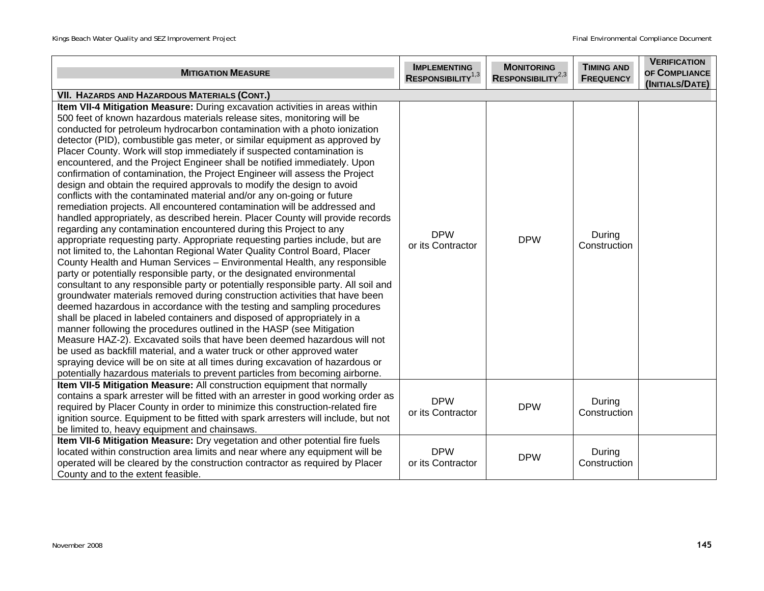| Mitigation Measure | Implementing Responsibility[1,3] | Monitoring Responsibility[2,3] | Timing and Frequency | Verification of Compliance (Initials/Date) |
|---|---|---|---|---|
| **VII. Hazards and Hazardous Materials (Cont.)** | | | | |
| **Item VII-4 Mitigation Measure:** During excavation activities in areas within 500 feet of known hazardous materials release sites, monitoring will be conducted for petroleum hydrocarbon contamination with a photo ionization detector (PID), combustible gas meter, or similar equipment as approved by Placer County. Work will stop immediately if suspected contamination is encountered, and the Project Engineer shall be notified immediately. Upon confirmation of contamination, the Project Engineer will assess the Project design and obtain the required approvals to modify the design to avoid conflicts with the contaminated material and/or any on-going or future remediation projects. All encountered contamination will be addressed and handled appropriately, as described herein. Placer County will provide records regarding any contamination encountered during this Project to any appropriate requesting party. Appropriate requesting parties include, but are not limited to, the Lahontan Regional Water Quality Control Board, Placer County Health and Human Services – Environmental Health, any responsible party or potentially responsible party, or the designated environmental consultant to any responsible party or potentially responsible party. All soil and groundwater materials removed during construction activities that have been deemed hazardous in accordance with the testing and sampling procedures shall be placed in labeled containers and disposed of appropriately in a manner following the procedures outlined in the HASP (see Mitigation Measure HAZ-2). Excavated soils that have been deemed hazardous will not be used as backfill material, and a water truck or other approved water spraying device will be on site at all times during excavation of hazardous or potentially hazardous materials to prevent particles from becoming airborne. | DPW or its Contractor | DPW | During Construction | |
| **Item VII-5 Mitigation Measure:** All construction equipment that normally contains a spark arrester will be fitted with an arrester in good working order as required by Placer County in order to minimize this construction-related fire ignition source. Equipment to be fitted with spark arresters will include, but not be limited to, heavy equipment and chainsaws. | DPW or its Contractor | DPW | During Construction | |
| **Item VII-6 Mitigation Measure:** Dry vegetation and other potential fire fuels located within construction area limits and near where any equipment will be operated will be cleared by the construction contractor as required by Placer County and to the extent feasible. | DPW or its Contractor | DPW | During Construction | |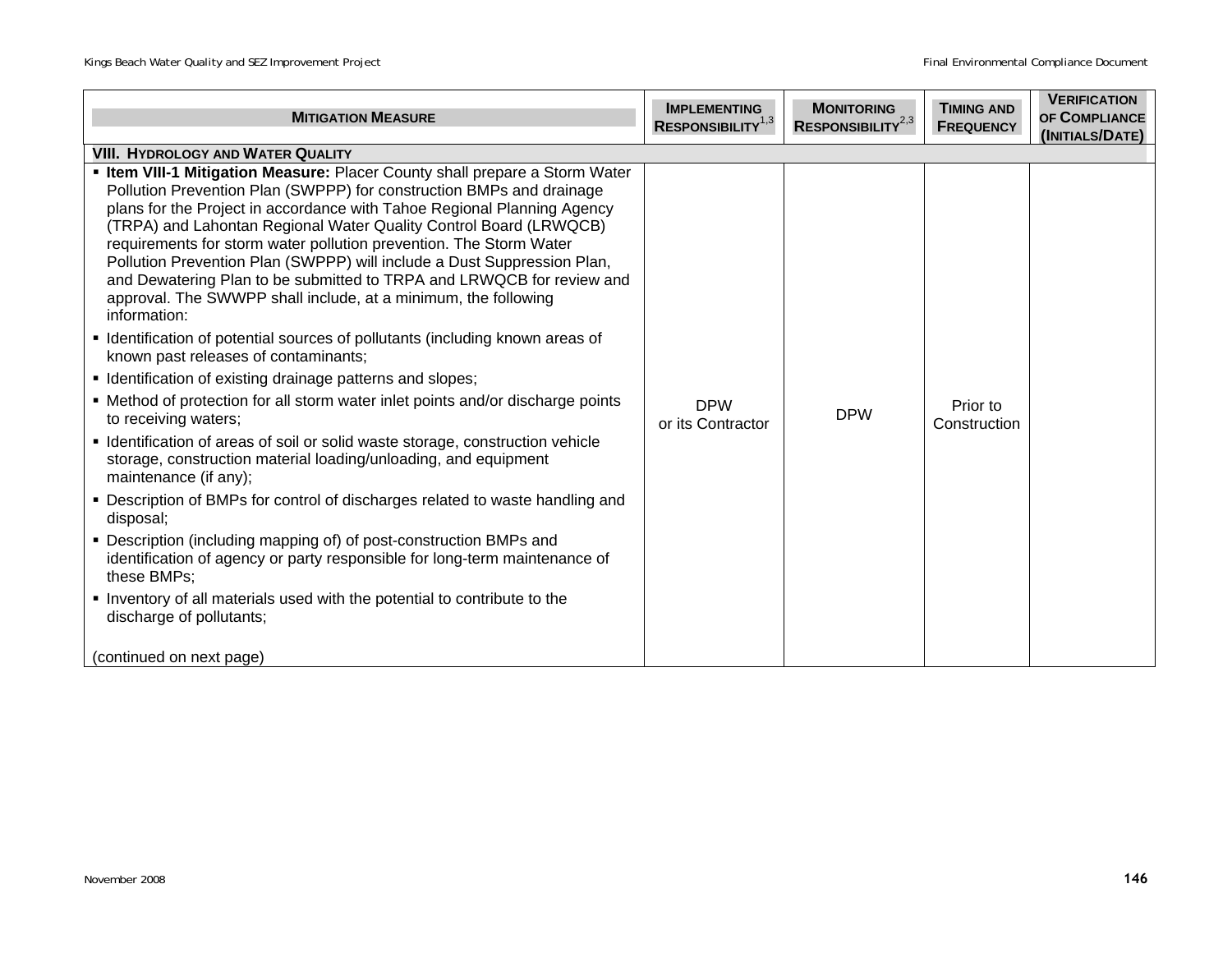| Mitigation Measure | Implementing Responsibility[1,3] | Monitoring Responsibility[2,3] | Timing and Frequency | Verification of Compliance (Initials/Date) |
|---|---|---|---|---|
| **VIII. Hydrology and Water Quality** | | | | |
| ▪ **Item VIII-1 Mitigation Measure:** Placer County shall prepare a Storm Water Pollution Prevention Plan (SWPPP) for construction BMPs and drainage plans for the Project in accordance with Tahoe Regional Planning Agency (TRPA) and Lahontan Regional Water Quality Control Board (LRWQCB) requirements for storm water pollution prevention. The Storm Water Pollution Prevention Plan (SWPPP) will include a Dust Suppression Plan, and Dewatering Plan to be submitted to TRPA and LRWQCB for review and approval. The SWWPP shall include, at a minimum, the following information:<br>▪ Identification of potential sources of pollutants (including known areas of known past releases of contaminants;<br>▪ Identification of existing drainage patterns and slopes;<br>▪ Method of protection for all storm water inlet points and/or discharge points to receiving waters;<br>▪ Identification of areas of soil or solid waste storage, construction vehicle storage, construction material loading/unloading, and equipment maintenance (if any);<br>▪ Description of BMPs for control of discharges related to waste handling and disposal;<br>▪ Description (including mapping of) of post-construction BMPs and identification of agency or party responsible for long-term maintenance of these BMPs;<br>▪ Inventory of all materials used with the potential to contribute to the discharge of pollutants;<br><br>(continued on next page) | DPW or its Contractor | DPW | Prior to Construction | |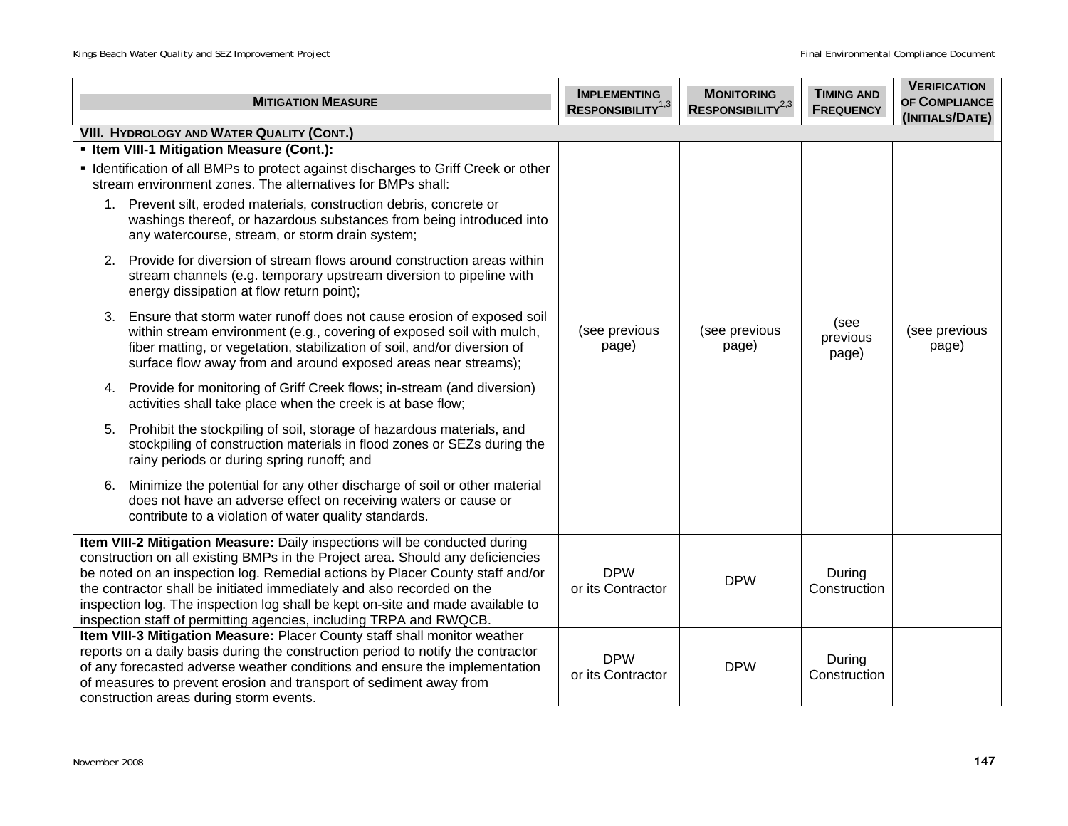| MITIGATION MEASURE | IMPLEMENTING RESPONSIBILITY[1,3] | MONITORING RESPONSIBILITY[2,3] | TIMING AND FREQUENCY | VERIFICATION OF COMPLIANCE (INITIALS/DATE) |
|---|---|---|---|---|
| **VIII. HYDROLOGY AND WATER QUALITY (CONT.)** | | | | |
| **▪ Item VIII-1 Mitigation Measure (Cont.):**<br>▪ Identification of all BMPs to protect against discharges to Griff Creek or other stream environment zones. The alternatives for BMPs shall:<br>1. Prevent silt, eroded materials, construction debris, concrete or washings thereof, or hazardous substances from being introduced into any watercourse, stream, or storm drain system;<br>2. Provide for diversion of stream flows around construction areas within stream channels (e.g. temporary upstream diversion to pipeline with energy dissipation at flow return point);<br>3. Ensure that storm water runoff does not cause erosion of exposed soil within stream environment (e.g., covering of exposed soil with mulch, fiber matting, or vegetation, stabilization of soil, and/or diversion of surface flow away from and around exposed areas near streams);<br>4. Provide for monitoring of Griff Creek flows; in-stream (and diversion) activities shall take place when the creek is at base flow;<br>5. Prohibit the stockpiling of soil, storage of hazardous materials, and stockpiling of construction materials in flood zones or SEZs during the rainy periods or during spring runoff; and<br>6. Minimize the potential for any other discharge of soil or other material does not have an adverse effect on receiving waters or cause or contribute to a violation of water quality standards. | (see previous page) | (see previous page) | (see previous page) | (see previous page) |
| **Item VIII-2 Mitigation Measure:** Daily inspections will be conducted during construction on all existing BMPs in the Project area. Should any deficiencies be noted on an inspection log. Remedial actions by Placer County staff and/or the contractor shall be initiated immediately and also recorded on the inspection log. The inspection log shall be kept on-site and made available to inspection staff of permitting agencies, including TRPA and RWQCB. | DPW or its Contractor | DPW | During Construction | |
| **Item VIII-3 Mitigation Measure:** Placer County staff shall monitor weather reports on a daily basis during the construction period to notify the contractor of any forecasted adverse weather conditions and ensure the implementation of measures to prevent erosion and transport of sediment away from construction areas during storm events. | DPW or its Contractor | DPW | During Construction | |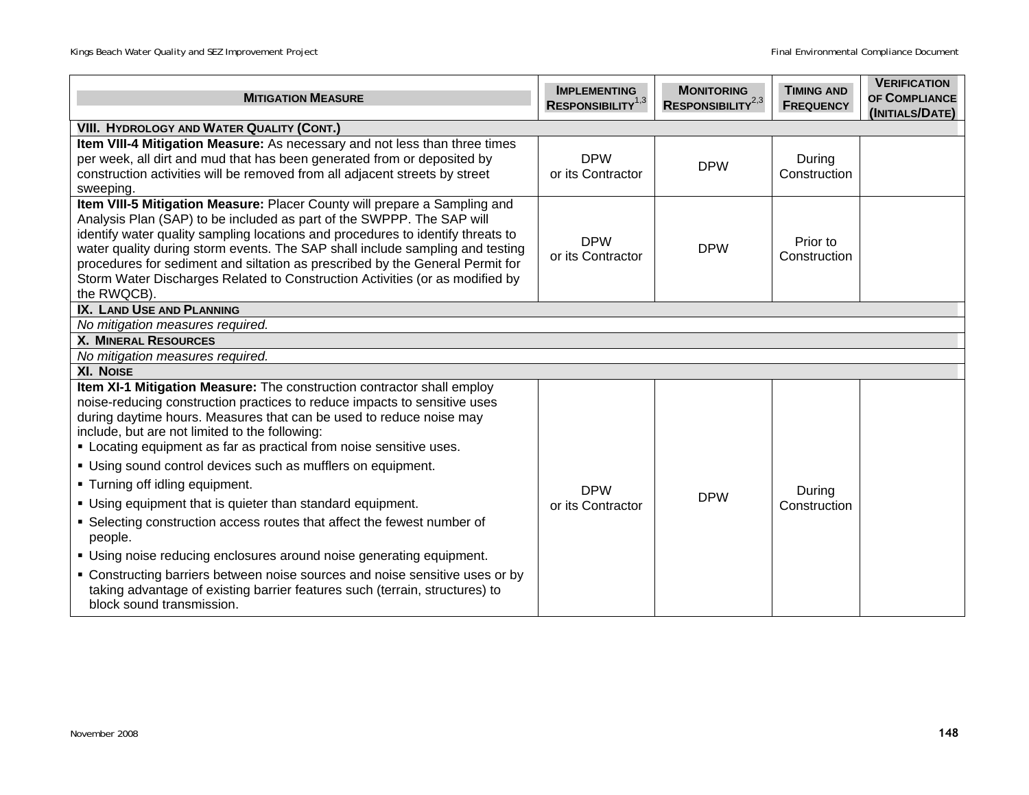| MITIGATION MEASURE | IMPLEMENTING RESPONSIBILITY[1,3] | MONITORING RESPONSIBILITY[2,3] | TIMING AND FREQUENCY | VERIFICATION OF COMPLIANCE (INITIALS/DATE) |
|---|---|---|---|---|
| **VIII. HYDROLOGY AND WATER QUALITY (CONT.)** | | | | |
| **Item VIII-4 Mitigation Measure:** As necessary and not less than three times per week, all dirt and mud that has been generated from or deposited by construction activities will be removed from all adjacent streets by street sweeping. | DPW or its Contractor | DPW | During Construction | |
| **Item VIII-5 Mitigation Measure:** Placer County will prepare a Sampling and Analysis Plan (SAP) to be included as part of the SWPPP. The SAP will identify water quality sampling locations and procedures to identify threats to water quality during storm events. The SAP shall include sampling and testing procedures for sediment and siltation as prescribed by the General Permit for Storm Water Discharges Related to Construction Activities (or as modified by the RWQCB). | DPW or its Contractor | DPW | Prior to Construction | |
| **IX. LAND USE AND PLANNING** | | | | |
| *No mitigation measures required.* | | | | |
| **X. MINERAL RESOURCES** | | | | |
| *No mitigation measures required.* | | | | |
| **XI. NOISE** | | | | |
| **Item XI-1 Mitigation Measure:** The construction contractor shall employ noise-reducing construction practices to reduce impacts to sensitive uses during daytime hours. Measures that can be used to reduce noise may include, but are not limited to the following:<br>▪ Locating equipment as far as practical from noise sensitive uses.<br>▪ Using sound control devices such as mufflers on equipment.<br>▪ Turning off idling equipment.<br>▪ Using equipment that is quieter than standard equipment.<br>▪ Selecting construction access routes that affect the fewest number of people.<br>▪ Using noise reducing enclosures around noise generating equipment.<br>▪ Constructing barriers between noise sources and noise sensitive uses or by taking advantage of existing barrier features such (terrain, structures) to block sound transmission. | DPW or its Contractor | DPW | During Construction | |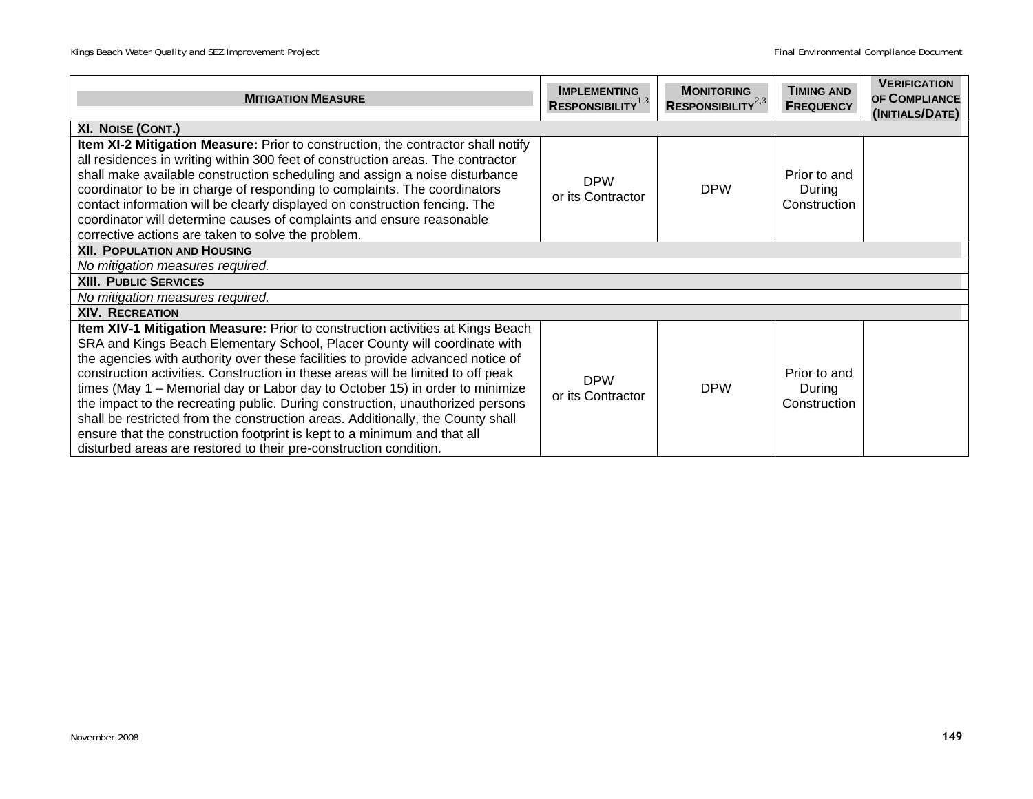| Mitigation Measure | Implementing Responsibility[1,3] | Monitoring Responsibility[2,3] | Timing and Frequency | Verification of Compliance (Initials/Date) |
|---|---|---|---|---|
| **XI. Noise (Cont.)** | | | | |
| **Item XI-2 Mitigation Measure:** Prior to construction, the contractor shall notify all residences in writing within 300 feet of construction areas. The contractor shall make available construction scheduling and assign a noise disturbance coordinator to be in charge of responding to complaints. The coordinators contact information will be clearly displayed on construction fencing. The coordinator will determine causes of complaints and ensure reasonable corrective actions are taken to solve the problem. | DPW or its Contractor | DPW | Prior to and During Construction | |
| **XII. Population and Housing** | | | | |
| *No mitigation measures required.* | | | | |
| **XIII. Public Services** | | | | |
| *No mitigation measures required.* | | | | |
| **XIV. Recreation** | | | | |
| **Item XIV-1 Mitigation Measure:** Prior to construction activities at Kings Beach SRA and Kings Beach Elementary School, Placer County will coordinate with the agencies with authority over these facilities to provide advanced notice of construction activities. Construction in these areas will be limited to off peak times (May 1 – Memorial day or Labor day to October 15) in order to minimize the impact to the recreating public. During construction, unauthorized persons shall be restricted from the construction areas. Additionally, the County shall ensure that the construction footprint is kept to a minimum and that all disturbed areas are restored to their pre-construction condition. | DPW or its Contractor | DPW | Prior to and During Construction | |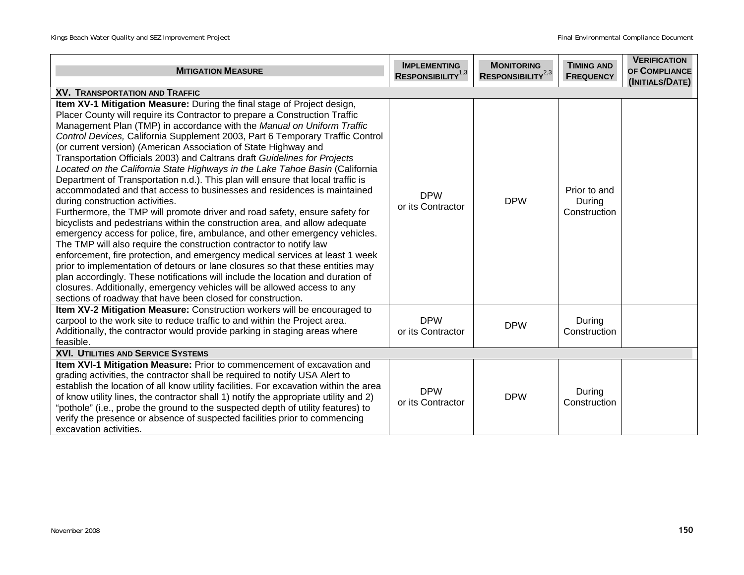| Mitigation Measure | Implementing Responsibility[1,3] | Monitoring Responsibility[2,3] | Timing and Frequency | Verification of Compliance (Initials/Date) |
|---|---|---|---|---|
| **XV. Transportation and Traffic** | | | | |
| **Item XV-1 Mitigation Measure:** During the final stage of Project design, Placer County will require its Contractor to prepare a Construction Traffic Management Plan (TMP) in accordance with the *Manual on Uniform Traffic Control Devices,* California Supplement 2003, Part 6 Temporary Traffic Control (or current version) (American Association of State Highway and Transportation Officials 2003) and Caltrans draft *Guidelines for Projects Located on the California State Highways in the Lake Tahoe Basin* (California Department of Transportation n.d.). This plan will ensure that local traffic is accommodated and that access to businesses and residences is maintained during construction activities.<br>Furthermore, the TMP will promote driver and road safety, ensure safety for bicyclists and pedestrians within the construction area, and allow adequate emergency access for police, fire, ambulance, and other emergency vehicles. The TMP will also require the construction contractor to notify law enforcement, fire protection, and emergency medical services at least 1 week prior to implementation of detours or lane closures so that these entities may plan accordingly. These notifications will include the location and duration of closures. Additionally, emergency vehicles will be allowed access to any sections of roadway that have been closed for construction. | DPW or its Contractor | DPW | Prior to and During Construction | |
| **Item XV-2 Mitigation Measure:** Construction workers will be encouraged to carpool to the work site to reduce traffic to and within the Project area. Additionally, the contractor would provide parking in staging areas where feasible. | DPW or its Contractor | DPW | During Construction | |
| **XVI. Utilities and Service Systems** | | | | |
| **Item XVI-1 Mitigation Measure:** Prior to commencement of excavation and grading activities, the contractor shall be required to notify USA Alert to establish the location of all know utility facilities. For excavation within the area of know utility lines, the contractor shall 1) notify the appropriate utility and 2) "pothole" (i.e., probe the ground to the suspected depth of utility features) to verify the presence or absence of suspected facilities prior to commencing excavation activities. | DPW or its Contractor | DPW | During Construction | |